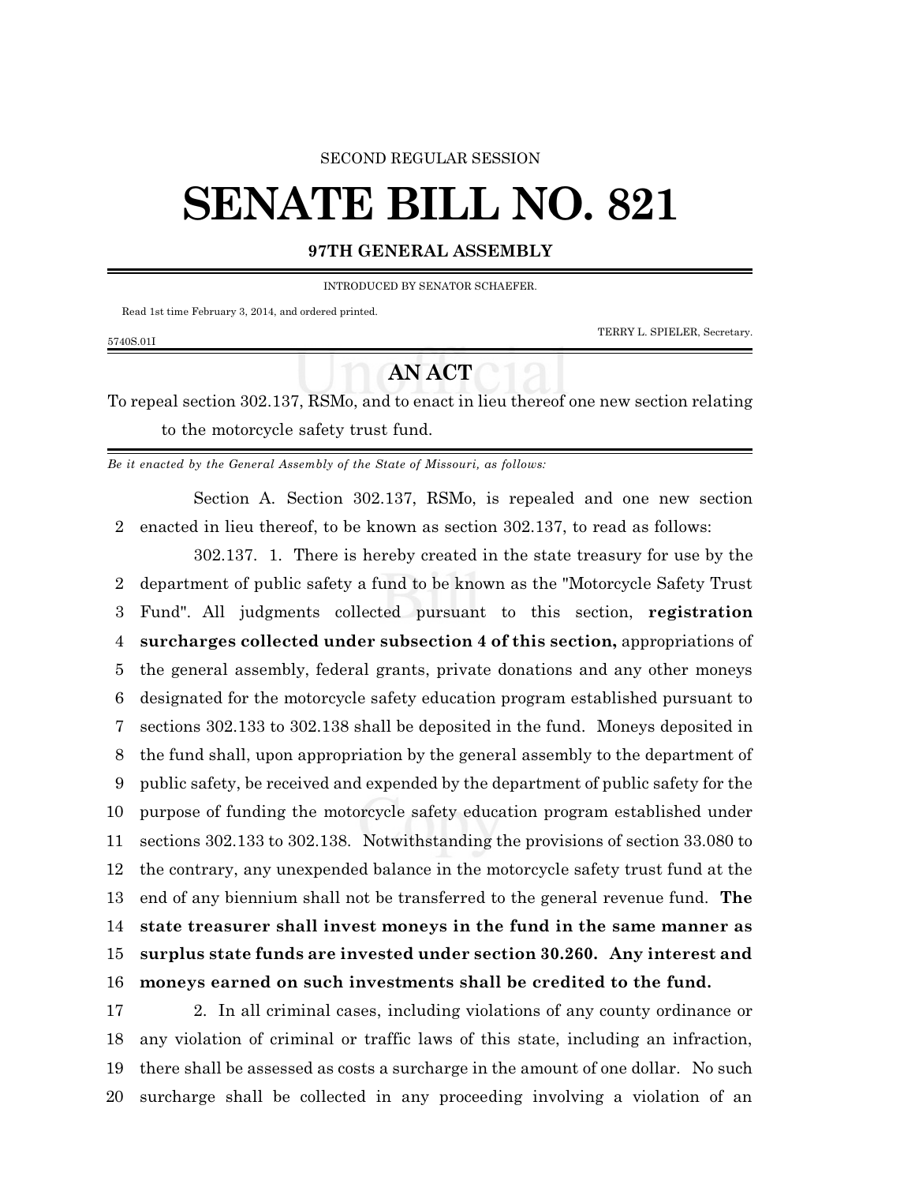SECOND REGULAR SESSION

# SENATE BILL NO. 821

**97TH GENERAL ASSEMBLY**

INTRODUCED BY SENATOR SCHAEFER.

Read 1st time February 3, 2014, and ordered printed.

TERRY L. SPIELER, Secretary.

5740S.01I

## AN ACT

To repeal section 302.137, RSMo, and to enact in lieu thereof one new section relating to the motorcycle safety trust fund.

*Be it enacted by the General Assembly of the State of Missouri, as follows:*

Section A. Section 302.137, RSMo, is repealed and one new section enacted in lieu thereof, to be known as section 302.137, to read as follows:

302.137. 1. There is hereby created in the state treasury for use by the department of public safety a fund to be known as the "Motorcycle Safety Trust Fund". All judgments collected pursuant to this section, **registration surcharges collected under subsection 4 of this section,** appropriations of the general assembly, federal grants, private donations and any other moneys designated for the motorcycle safety education program established pursuant to sections 302.133 to 302.138 shall be deposited in the fund. Moneys deposited in the fund shall, upon appropriation by the general assembly to the department of public safety, be received and expended by the department of public safety for the purpose of funding the motorcycle safety education program established under sections 302.133 to 302.138. Notwithstanding the provisions of section 33.080 to the contrary, any unexpended balance in the motorcycle safety trust fund at the end of any biennium shall not be transferred to the general revenue fund. **The state treasurer shall invest moneys in the fund in the same manner as surplus state funds are invested under section 30.260. Any interest and moneys earned on such investments shall be credited to the fund.**

2. In all criminal cases, including violations of any county ordinance or any violation of criminal or traffic laws of this state, including an infraction, there shall be assessed as costs a surcharge in the amount of one dollar. No such surcharge shall be collected in any proceeding involving a violation of an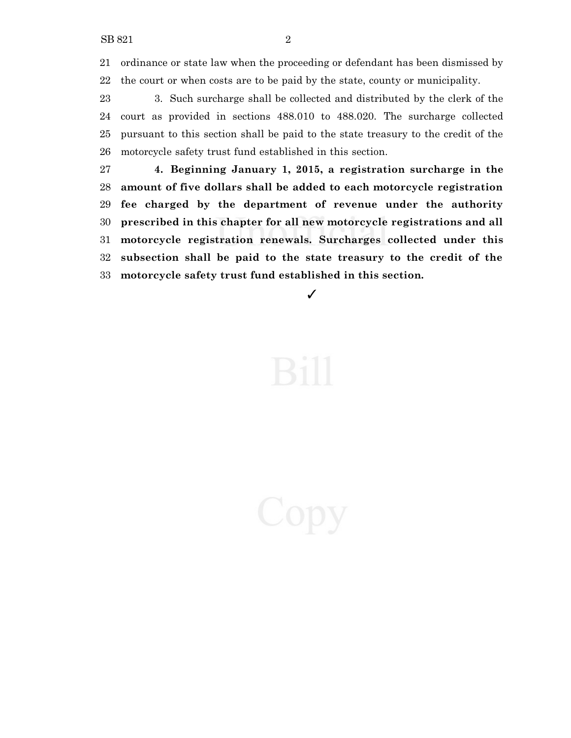ordinance or state law when the proceeding or defendant has been dismissed by the court or when costs are to be paid by the state, county or municipality.

3. Such surcharge shall be collected and distributed by the clerk of the court as provided in sections 488.010 to 488.020. The surcharge collected pursuant to this section shall be paid to the state treasury to the credit of the motorcycle safety trust fund established in this section.

**4. Beginning January 1, 2015, a registration surcharge in the amount of five dollars shall be added to each motorcycle registration fee charged by the department of revenue under the authority prescribed in this chapter for all new motorcycle registrations and all motorcycle registration renewals. Surcharges collected under this subsection shall be paid to the state treasury to the credit of the motorcycle safety trust fund established in this section.**

✓